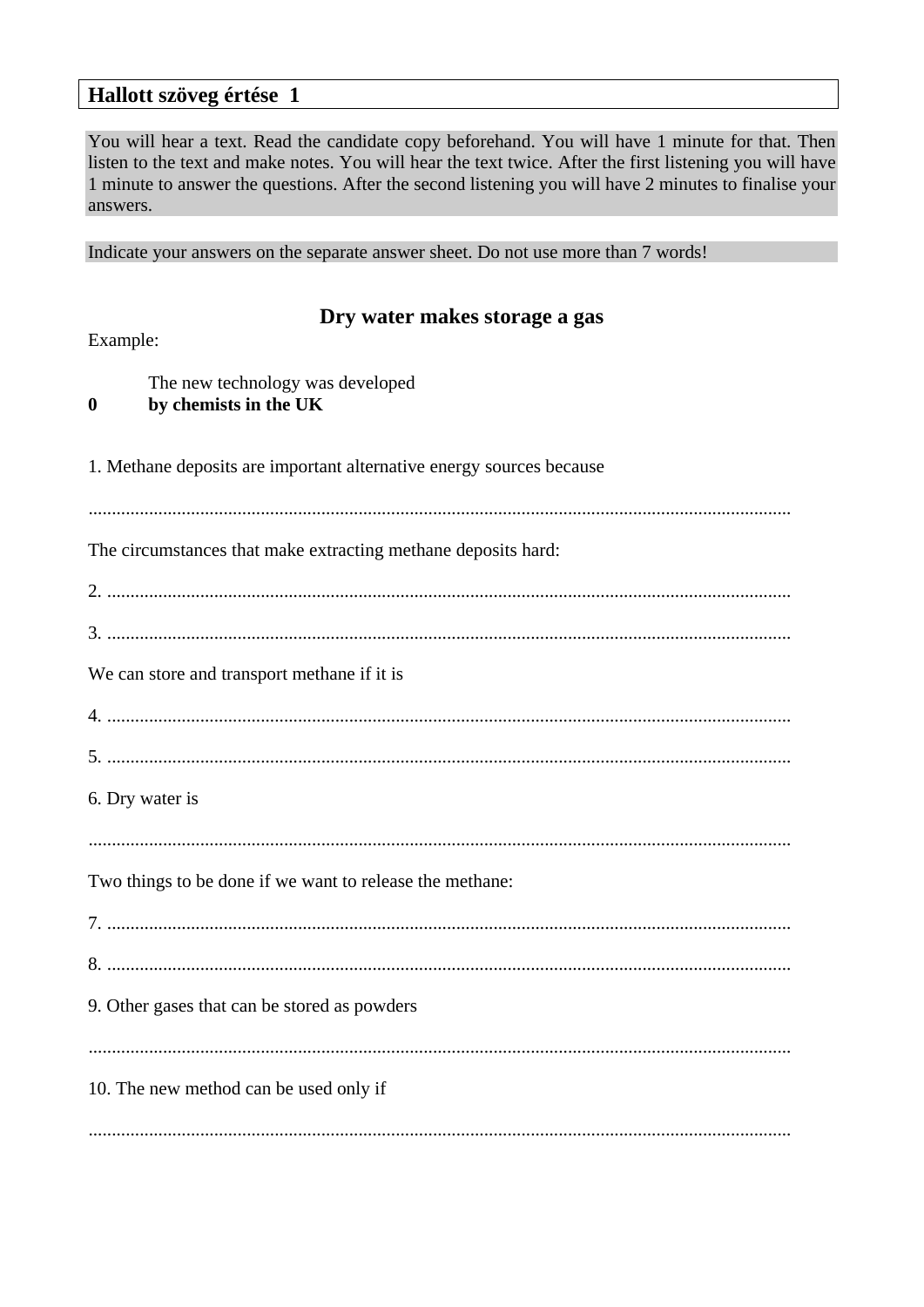## Hallott szöveg értése 1

You will hear a text. Read the candidate copy beforehand. You will have 1 minute for that. Then listen to the text and make notes. You will hear the text twice. After the first listening you will have 1 minute to answer the questions. After the second listening you will have 2 minutes to finalise your answers.

Indicate your answers on the separate answer sheet. Do not use more than 7 words!

### Dry water makes storage a gas

Example:

The new technology was developed

**0 by chemists in the UK**

1. Methane deposits are important alternative energy sources because

.......................................................................................................................................

The circumstances that make extracting methane deposits hard:

2. .................................................................................................................................

3. .................................................................................................................................

We can store and transport methane if it is

4. .................................................................................................................................

5. .................................................................................................................................

6. Dry water is

.......................................................................................................................................

Two things to be done if we want to release the methane:

7. .................................................................................................................................

8. .................................................................................................................................

9. Other gases that can be stored as powders

.......................................................................................................................................

10. The new method can be used only if

.......................................................................................................................................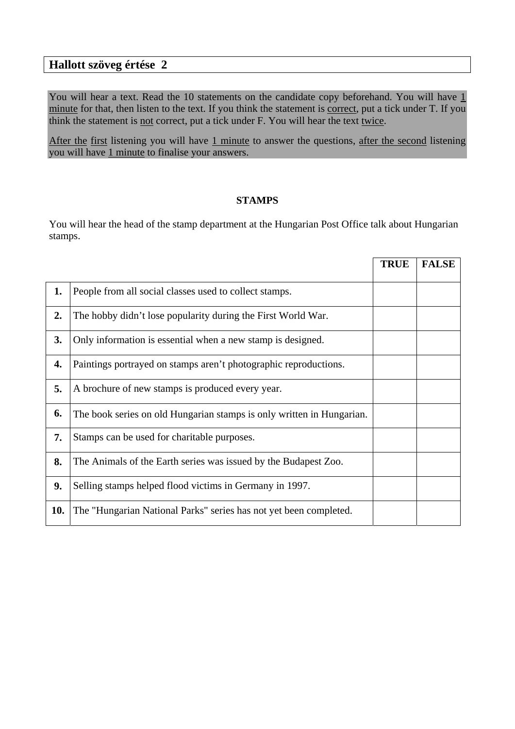## Hallott szöveg értése 2

You will hear a text. Read the 10 statements on the candidate copy beforehand. You will have 1 minute for that, then listen to the text. If you think the statement is correct, put a tick under T. If you think the statement is not correct, put a tick under F. You will hear the text twice.

After the first listening you will have 1 minute to answer the questions, after the second listening you will have 1 minute to finalise your answers.

**STAMPS**

You will hear the head of the stamp department at the Hungarian Post Office talk about Hungarian stamps.

| | | TRUE | FALSE |
|---|---|---|---|
| **1.** | People from all social classes used to collect stamps. | | |
| **2.** | The hobby didn't lose popularity during the First World War. | | |
| **3.** | Only information is essential when a new stamp is designed. | | |
| **4.** | Paintings portrayed on stamps aren't photographic reproductions. | | |
| **5.** | A brochure of new stamps is produced every year. | | |
| **6.** | The book series on old Hungarian stamps is only written in Hungarian. | | |
| **7.** | Stamps can be used for charitable purposes. | | |
| **8.** | The Animals of the Earth series was issued by the Budapest Zoo. | | |
| **9.** | Selling stamps helped flood victims in Germany in 1997. | | |
| **10.** | The "Hungarian National Parks" series has not yet been completed. | | |